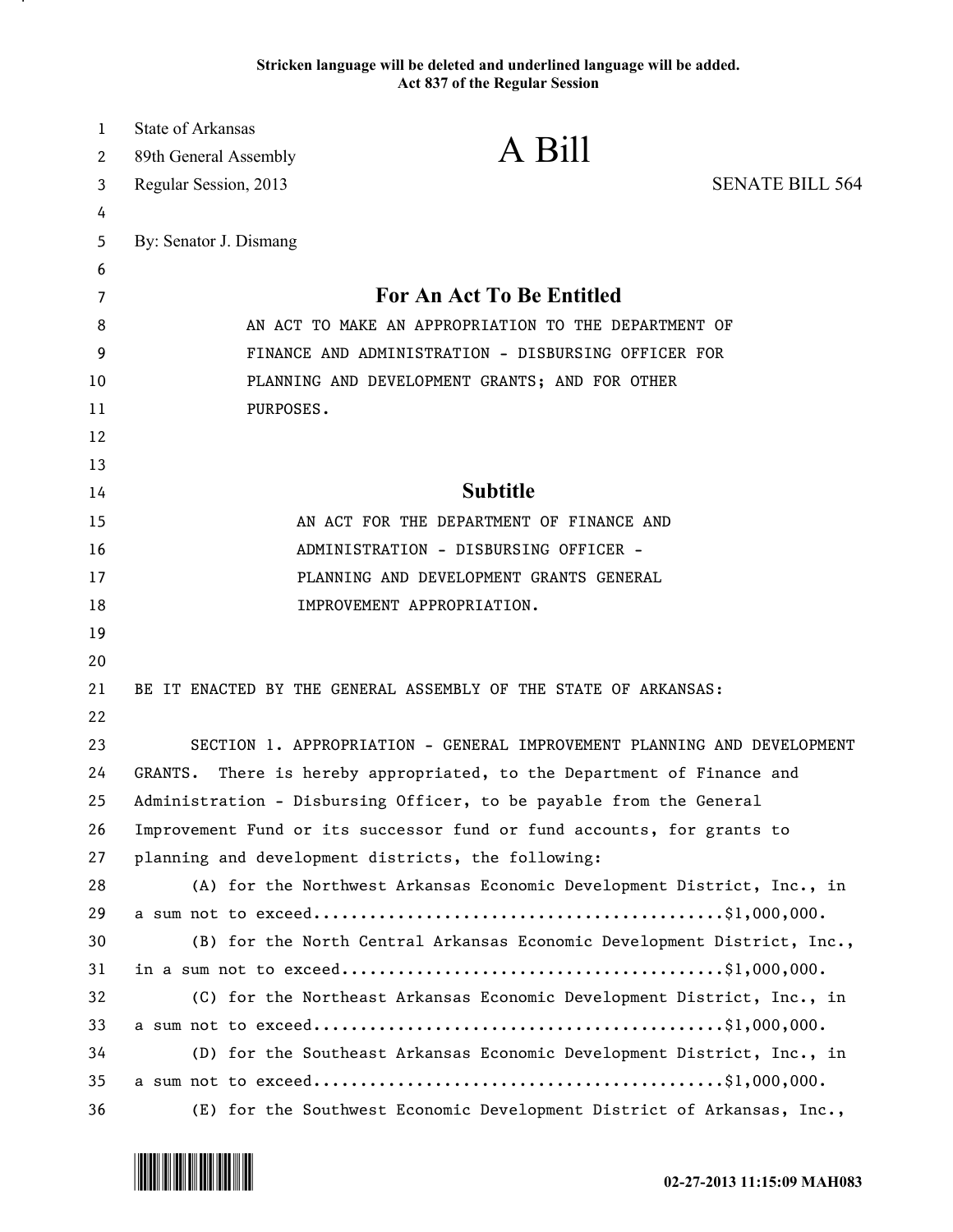**Stricken language will be deleted and underlined language will be added.**
**Act 837 of the Regular Session**

State of Arkansas
89th General Assembly
Regular Session, 2013

# A Bill

SENATE BILL 564

By: Senator J. Dismang

## For An Act To Be Entitled

AN ACT TO MAKE AN APPROPRIATION TO THE DEPARTMENT OF FINANCE AND ADMINISTRATION - DISBURSING OFFICER FOR PLANNING AND DEVELOPMENT GRANTS; AND FOR OTHER PURPOSES.

## Subtitle

AN ACT FOR THE DEPARTMENT OF FINANCE AND ADMINISTRATION - DISBURSING OFFICER - PLANNING AND DEVELOPMENT GRANTS GENERAL IMPROVEMENT APPROPRIATION.

BE IT ENACTED BY THE GENERAL ASSEMBLY OF THE STATE OF ARKANSAS:

SECTION 1. APPROPRIATION - GENERAL IMPROVEMENT PLANNING AND DEVELOPMENT GRANTS. There is hereby appropriated, to the Department of Finance and Administration - Disbursing Officer, to be payable from the General Improvement Fund or its successor fund or fund accounts, for grants to planning and development districts, the following:

(A) for the Northwest Arkansas Economic Development District, Inc., in a sum not to exceed..........................................$1,000,000.

(B) for the North Central Arkansas Economic Development District, Inc., in a sum not to exceed........................................$1,000,000.

(C) for the Northeast Arkansas Economic Development District, Inc., in a sum not to exceed..........................................$1,000,000.

(D) for the Southeast Arkansas Economic Development District, Inc., in a sum not to exceed..........................................$1,000,000.

(E) for the Southwest Economic Development District of Arkansas, Inc.,

02-27-2013 11:15:09 MAH083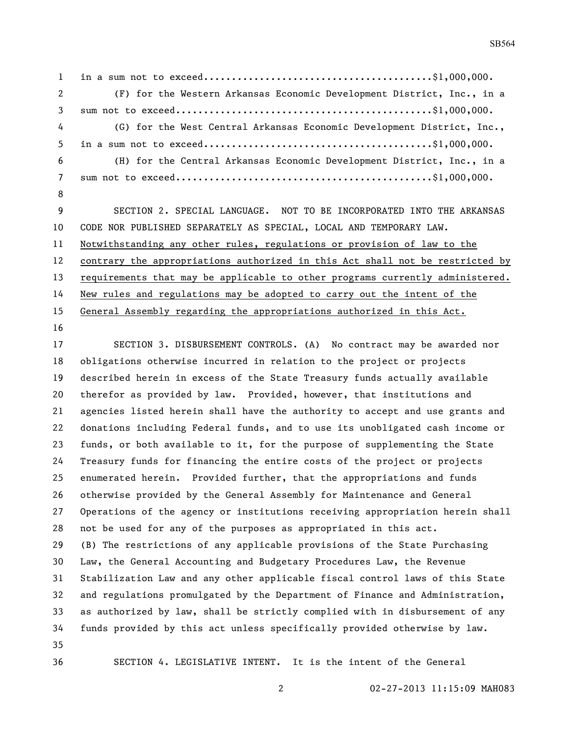in a sum not to exceed........................................$1,000,000.

(F) for the Western Arkansas Economic Development District, Inc., in a sum not to exceed.............................................$1,000,000.

(G) for the West Central Arkansas Economic Development District, Inc., in a sum not to exceed........................................$1,000,000.

(H) for the Central Arkansas Economic Development District, Inc., in a sum not to exceed.............................................$1,000,000.

SECTION 2. SPECIAL LANGUAGE. NOT TO BE INCORPORATED INTO THE ARKANSAS CODE NOR PUBLISHED SEPARATELY AS SPECIAL, LOCAL AND TEMPORARY LAW. <u>Notwithstanding any other rules, regulations or provision of law to the contrary the appropriations authorized in this Act shall not be restricted by requirements that may be applicable to other programs currently administered. New rules and regulations may be adopted to carry out the intent of the General Assembly regarding the appropriations authorized in this Act.</u>

SECTION 3. DISBURSEMENT CONTROLS. (A) No contract may be awarded nor obligations otherwise incurred in relation to the project or projects described herein in excess of the State Treasury funds actually available therefor as provided by law. Provided, however, that institutions and agencies listed herein shall have the authority to accept and use grants and donations including Federal funds, and to use its unobligated cash income or funds, or both available to it, for the purpose of supplementing the State Treasury funds for financing the entire costs of the project or projects enumerated herein. Provided further, that the appropriations and funds otherwise provided by the General Assembly for Maintenance and General Operations of the agency or institutions receiving appropriation herein shall not be used for any of the purposes as appropriated in this act.
(B) The restrictions of any applicable provisions of the State Purchasing Law, the General Accounting and Budgetary Procedures Law, the Revenue Stabilization Law and any other applicable fiscal control laws of this State and regulations promulgated by the Department of Finance and Administration, as authorized by law, shall be strictly complied with in disbursement of any funds provided by this act unless specifically provided otherwise by law.

SECTION 4. LEGISLATIVE INTENT. It is the intent of the General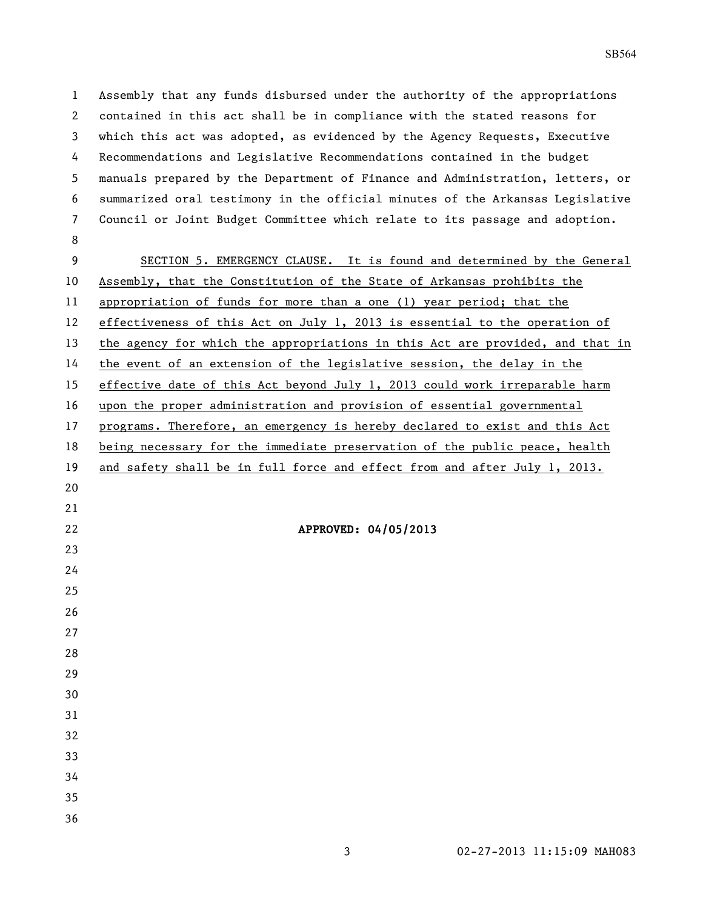Assembly that any funds disbursed under the authority of the appropriations contained in this act shall be in compliance with the stated reasons for which this act was adopted, as evidenced by the Agency Requests, Executive Recommendations and Legislative Recommendations contained in the budget manuals prepared by the Department of Finance and Administration, letters, or summarized oral testimony in the official minutes of the Arkansas Legislative Council or Joint Budget Committee which relate to its passage and adoption.

SECTION 5. EMERGENCY CLAUSE. It is found and determined by the General Assembly, that the Constitution of the State of Arkansas prohibits the appropriation of funds for more than a one (1) year period; that the effectiveness of this Act on July 1, 2013 is essential to the operation of the agency for which the appropriations in this Act are provided, and that in the event of an extension of the legislative session, the delay in the effective date of this Act beyond July 1, 2013 could work irreparable harm upon the proper administration and provision of essential governmental programs. Therefore, an emergency is hereby declared to exist and this Act being necessary for the immediate preservation of the public peace, health and safety shall be in full force and effect from and after July 1, 2013.

**APPROVED: 04/05/2013**